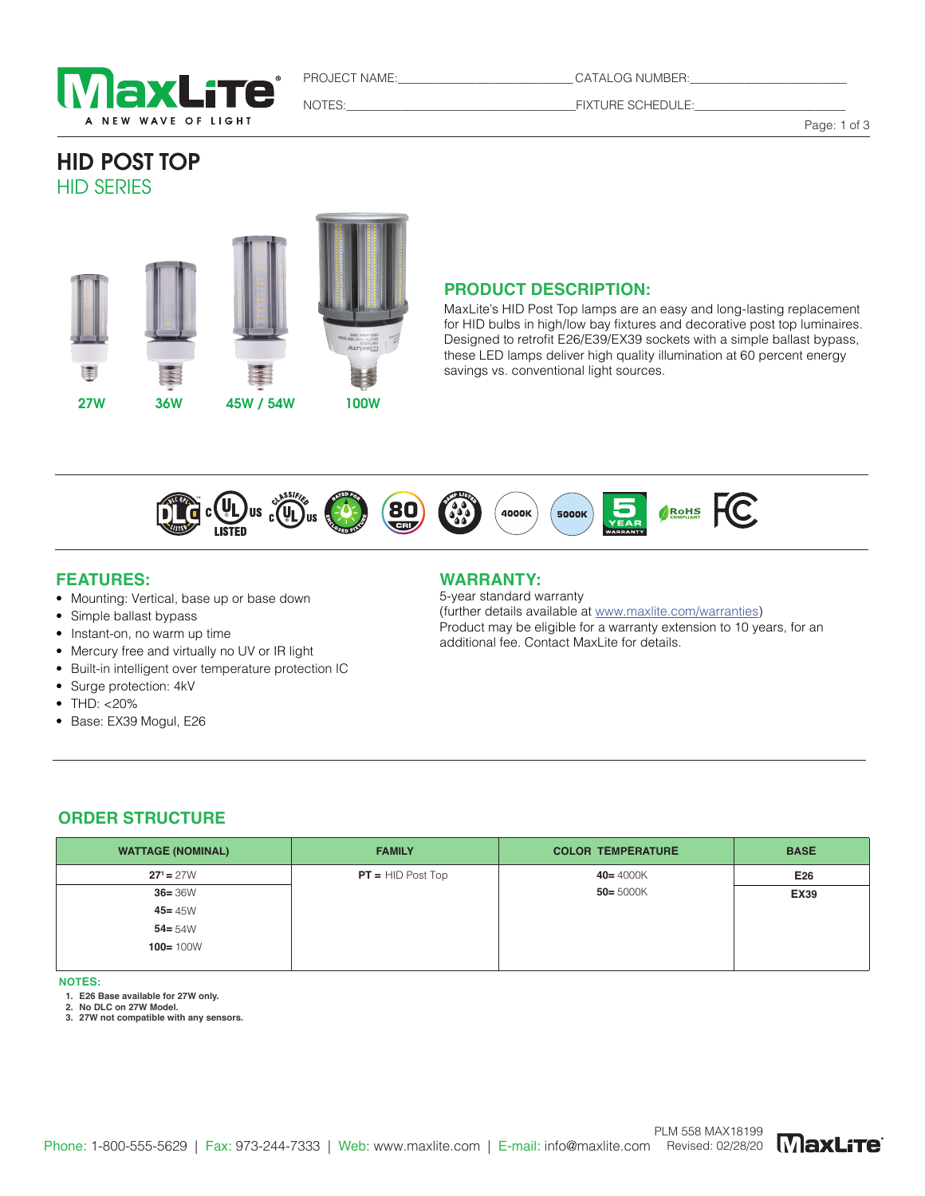PROJECT NAME:\_\_\_\_\_\_\_\_\_\_\_\_\_\_\_\_\_\_\_\_\_\_\_\_\_\_ CATALOG NUMBER:\_\_\_\_\_\_\_\_\_\_\_\_\_\_\_\_\_\_\_\_\_\_\_\_

NOTES:\_\_\_\_\_\_\_\_\_\_\_\_\_\_\_\_\_\_\_\_\_\_\_\_\_\_\_\_\_\_\_\_\_\_\_\_ FIXTURE SCHEDULE:\_\_\_\_\_\_\_\_\_\_\_\_\_\_\_\_\_\_\_\_\_\_\_\_

# HID POST TOP

## HID SERIES

27W | 36W | 45W / 54W | 100W

## PRODUCT DESCRIPTION:

MaxLite's HID Post Top lamps are an easy and long-lasting replacement for HID bulbs in high/low bay fixtures and decorative post top luminaires. Designed to retrofit E26/E39/EX39 sockets with a simple ballast bypass, these LED lamps deliver high quality illumination at 60 percent energy savings vs. conventional light sources.

## FEATURES:

- Mounting: Vertical, base up or base down
- Simple ballast bypass
- Instant-on, no warm up time
- Mercury free and virtually no UV or IR light
- Built-in intelligent over temperature protection IC
- Surge protection: 4kV
- THD: <20%
- Base: EX39 Mogul, E26

## WARRANTY:

5-year standard warranty
(further details available at www.maxlite.com/warranties)
Product may be eligible for a warranty extension to 10 years, for an additional fee. Contact MaxLite for details.

## ORDER STRUCTURE

| WATTAGE (NOMINAL) | FAMILY | COLOR TEMPERATURE | BASE |
|---|---|---|---|
| **27**[1] **=** 27W | **PT =** HID Post Top | **40=** 4000K | **E26** |
| **36=** 36W | | **50=** 5000K | **EX39** |
| **45=** 45W | | | |
| **54=** 54W | | | |
| **100=** 100W | | | |

**NOTES:**

1. E26 Base available for 27W only.
2. No DLC on 27W Model.
3. 27W not compatible with any sensors.

Phone: 1-800-555-5629 | Fax: 973-244-7333 | Web: www.maxlite.com | E-mail: info@maxlite.com

PLM 558 MAX18199
Revised: 02/28/20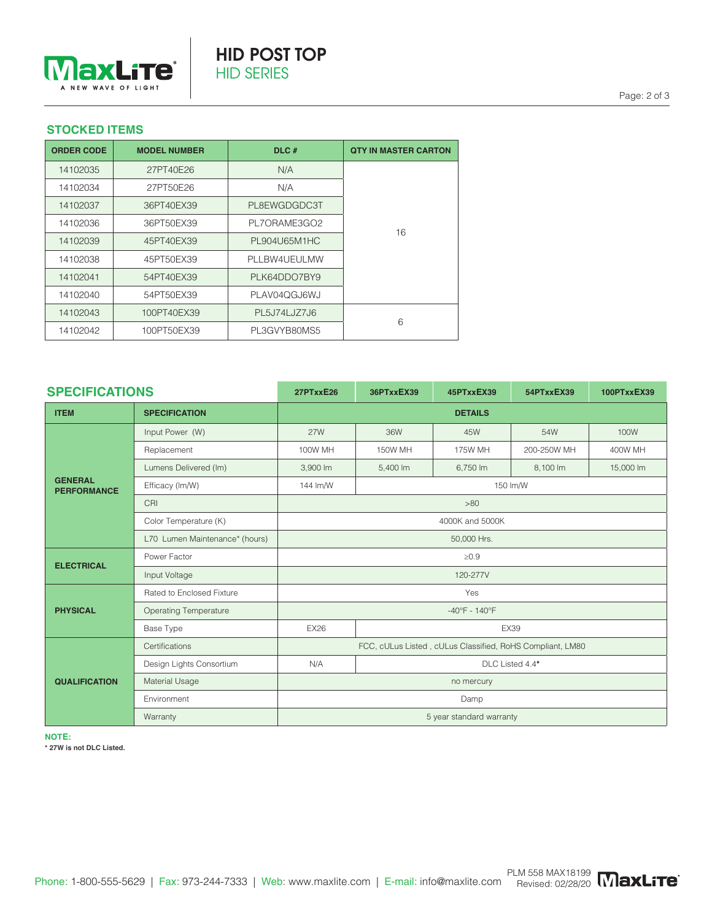## STOCKED ITEMS

| ORDER CODE | MODEL NUMBER | DLC # | QTY IN MASTER CARTON |
|---|---|---|---|
| 14102035 | 27PT40E26 | N/A | 16 |
| 14102034 | 27PT50E26 | N/A | |
| 14102037 | 36PT40EX39 | PL8EWGDGDC3T | |
| 14102036 | 36PT50EX39 | PL7ORAME3GO2 | |
| 14102039 | 45PT40EX39 | PL904U65M1HC | |
| 14102038 | 45PT50EX39 | PLLBW4UEULMW | |
| 14102041 | 54PT40EX39 | PLK64DDO7BY9 | |
| 14102040 | 54PT50EX39 | PLAV04QGJ6WJ | |
| 14102043 | 100PT40EX39 | PL5J74LJZ7J6 | 6 |
| 14102042 | 100PT50EX39 | PL3GVYB80MS5 | |

## SPECIFICATIONS

| ITEM | SPECIFICATION | 27PTxxE26 | 36PTxxEX39 | 45PTxxEX39 | 54PTxxEX39 | 100PTxxEX39 |
|---|---|---|---|---|---|---|
| | | DETAILS | | | | |
| GENERAL PERFORMANCE | Input Power (W) | 27W | 36W | 45W | 54W | 100W |
| | Replacement | 100W MH | 150W MH | 175W MH | 200-250W MH | 400W MH |
| | Lumens Delivered (lm) | 3,900 lm | 5,400 lm | 6,750 lm | 8,100 lm | 15,000 lm |
| | Efficacy (lm/W) | 144 lm/W | 150 lm/W | | | |
| | CRI | >80 | | | | |
| | Color Temperature (K) | 4000K and 5000K | | | | |
| | L70 Lumen Maintenance* (hours) | 50,000 Hrs. | | | | |
| ELECTRICAL | Power Factor | ≥0.9 | | | | |
| | Input Voltage | 120-277V | | | | |
| PHYSICAL | Rated to Enclosed Fixture | Yes | | | | |
| | Operating Temperature | -40°F - 140°F | | | | |
| | Base Type | EX26 | EX39 | | | |
| QUALIFICATION | Certifications | FCC, cULus Listed , cULus Classified, RoHS Compliant, LM80 | | | | |
| | Design Lights Consortium | N/A | DLC Listed 4.4* | | | |
| | Material Usage | no mercury | | | | |
| | Environment | Damp | | | | |
| | Warranty | 5 year standard warranty | | | | |

**NOTE:**

**\* 27W is not DLC Listed.**

Phone: 1-800-555-5629 | Fax: 973-244-7333 | Web: www.maxlite.com | E-mail: info@maxlite.com

PLM 558 MAX18199
Revised: 02/28/20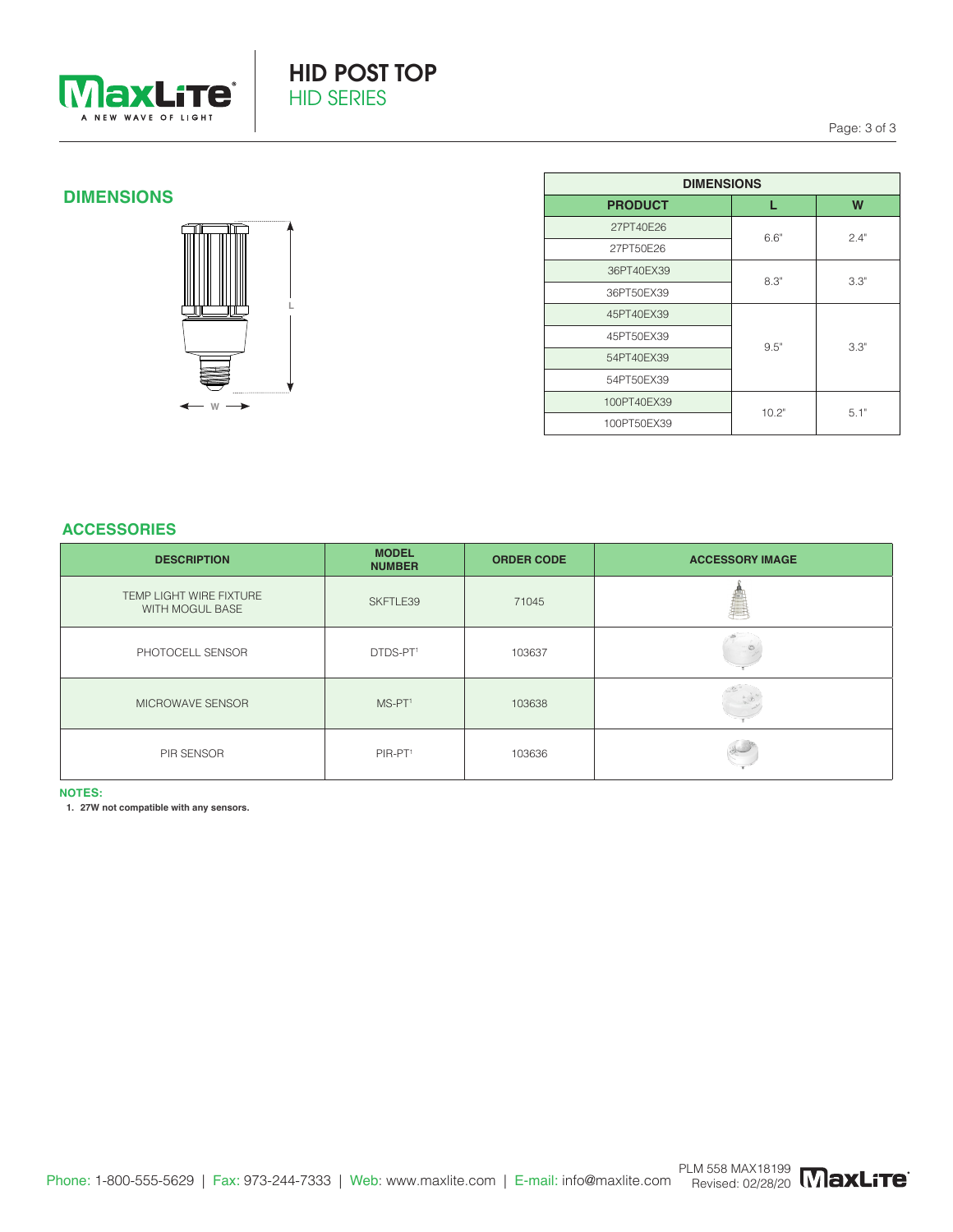## DIMENSIONS

L

W

| DIMENSIONS | | |
|---|---|---|
| **PRODUCT** | **L** | **W** |
| 27PT40E26 | 6.6" | 2.4" |
| 27PT50E26 | | |
| 36PT40EX39 | 8.3" | 3.3" |
| 36PT50EX39 | | |
| 45PT40EX39 | 9.5" | 3.3" |
| 45PT50EX39 | | |
| 54PT40EX39 | | |
| 54PT50EX39 | | |
| 100PT40EX39 | 10.2" | 5.1" |
| 100PT50EX39 | | |

## ACCESSORIES

| DESCRIPTION | MODEL NUMBER | ORDER CODE | ACCESSORY IMAGE |
|---|---|---|---|
| TEMP LIGHT WIRE FIXTURE WITH MOGUL BASE | SKFTLE39 | 71045 | |
| PHOTOCELL SENSOR | DTDS-PT[1] | 103637 | |
| MICROWAVE SENSOR | MS-PT[1] | 103638 | |
| PIR SENSOR | PIR-PT[1] | 103636 | |

**NOTES:**

1. **27W not compatible with any sensors.**

Phone: 1-800-555-5629 | Fax: 973-244-7333 | Web: www.maxlite.com | E-mail: info@maxlite.com

PLM 558 MAX18199
Revised: 02/28/20